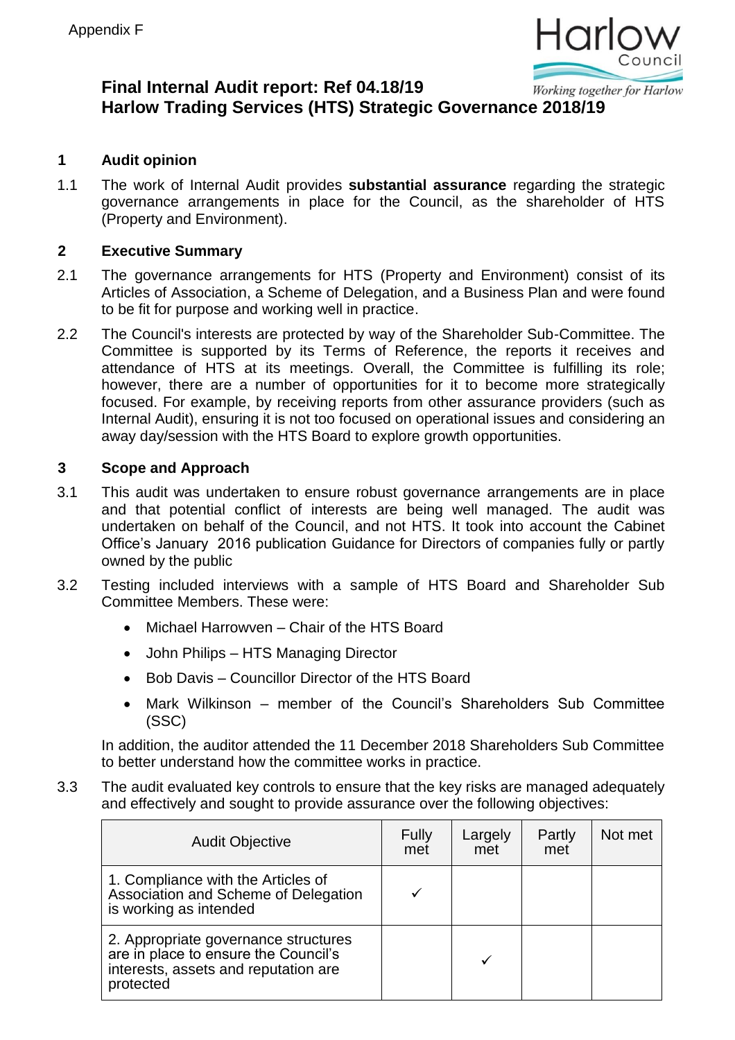Appendix F

# Final Internal Audit report: Ref 04.18/19
# Harlow Trading Services (HTS) Strategic Governance 2018/19

## 1 Audit opinion

1.1 The work of Internal Audit provides **substantial assurance** regarding the strategic governance arrangements in place for the Council, as the shareholder of HTS (Property and Environment).

## 2 Executive Summary

2.1 The governance arrangements for HTS (Property and Environment) consist of its Articles of Association, a Scheme of Delegation, and a Business Plan and were found to be fit for purpose and working well in practice.

2.2 The Council's interests are protected by way of the Shareholder Sub-Committee. The Committee is supported by its Terms of Reference, the reports it receives and attendance of HTS at its meetings. Overall, the Committee is fulfilling its role; however, there are a number of opportunities for it to become more strategically focused. For example, by receiving reports from other assurance providers (such as Internal Audit), ensuring it is not too focused on operational issues and considering an away day/session with the HTS Board to explore growth opportunities.

## 3 Scope and Approach

3.1 This audit was undertaken to ensure robust governance arrangements are in place and that potential conflict of interests are being well managed. The audit was undertaken on behalf of the Council, and not HTS. It took into account the Cabinet Office's January 2016 publication Guidance for Directors of companies fully or partly owned by the public

3.2 Testing included interviews with a sample of HTS Board and Shareholder Sub Committee Members. These were:

- Michael Harrowven – Chair of the HTS Board
- John Philips – HTS Managing Director
- Bob Davis – Councillor Director of the HTS Board
- Mark Wilkinson – member of the Council's Shareholders Sub Committee (SSC)

In addition, the auditor attended the 11 December 2018 Shareholders Sub Committee to better understand how the committee works in practice.

3.3 The audit evaluated key controls to ensure that the key risks are managed adequately and effectively and sought to provide assurance over the following objectives:

| Audit Objective | Fully met | Largely met | Partly met | Not met |
|---|---|---|---|---|
| 1. Compliance with the Articles of Association and Scheme of Delegation is working as intended | ✓ | | | |
| 2. Appropriate governance structures are in place to ensure the Council's interests, assets and reputation are protected | | ✓ | | |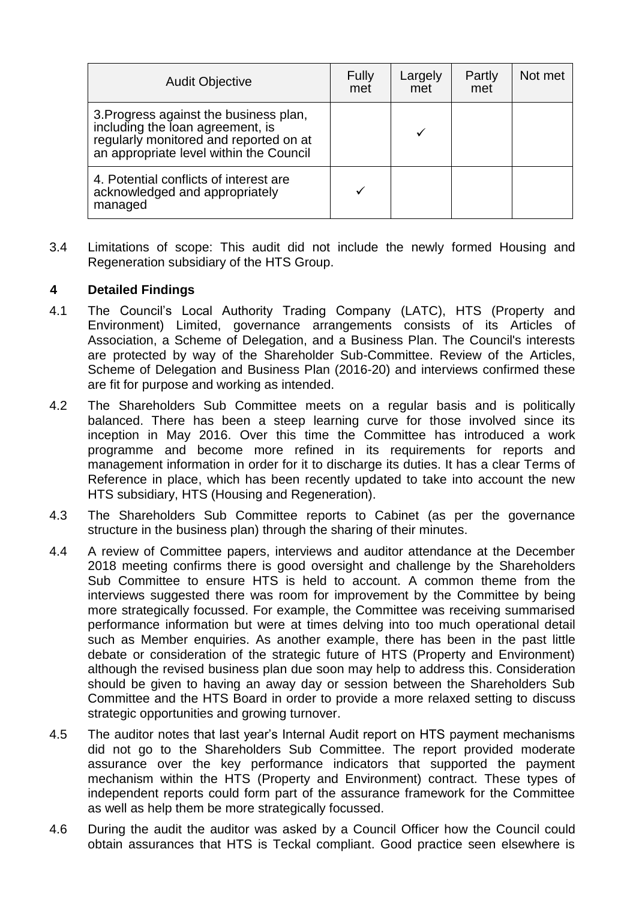| Audit Objective | Fully met | Largely met | Partly met | Not met |
|---|---|---|---|---|
| 3. Progress against the business plan, including the loan agreement, is regularly monitored and reported on at an appropriate level within the Council | | ✓ | | |
| 4. Potential conflicts of interest are acknowledged and appropriately managed | ✓ | | | |

3.4 Limitations of scope: This audit did not include the newly formed Housing and Regeneration subsidiary of the HTS Group.

## 4 Detailed Findings

4.1 The Council's Local Authority Trading Company (LATC), HTS (Property and Environment) Limited, governance arrangements consists of its Articles of Association, a Scheme of Delegation, and a Business Plan. The Council's interests are protected by way of the Shareholder Sub-Committee. Review of the Articles, Scheme of Delegation and Business Plan (2016-20) and interviews confirmed these are fit for purpose and working as intended.

4.2 The Shareholders Sub Committee meets on a regular basis and is politically balanced. There has been a steep learning curve for those involved since its inception in May 2016. Over this time the Committee has introduced a work programme and become more refined in its requirements for reports and management information in order for it to discharge its duties. It has a clear Terms of Reference in place, which has been recently updated to take into account the new HTS subsidiary, HTS (Housing and Regeneration).

4.3 The Shareholders Sub Committee reports to Cabinet (as per the governance structure in the business plan) through the sharing of their minutes.

4.4 A review of Committee papers, interviews and auditor attendance at the December 2018 meeting confirms there is good oversight and challenge by the Shareholders Sub Committee to ensure HTS is held to account. A common theme from the interviews suggested there was room for improvement by the Committee by being more strategically focussed. For example, the Committee was receiving summarised performance information but were at times delving into too much operational detail such as Member enquiries. As another example, there has been in the past little debate or consideration of the strategic future of HTS (Property and Environment) although the revised business plan due soon may help to address this. Consideration should be given to having an away day or session between the Shareholders Sub Committee and the HTS Board in order to provide a more relaxed setting to discuss strategic opportunities and growing turnover.

4.5 The auditor notes that last year's Internal Audit report on HTS payment mechanisms did not go to the Shareholders Sub Committee. The report provided moderate assurance over the key performance indicators that supported the payment mechanism within the HTS (Property and Environment) contract. These types of independent reports could form part of the assurance framework for the Committee as well as help them be more strategically focussed.

4.6 During the audit the auditor was asked by a Council Officer how the Council could obtain assurances that HTS is Teckal compliant. Good practice seen elsewhere is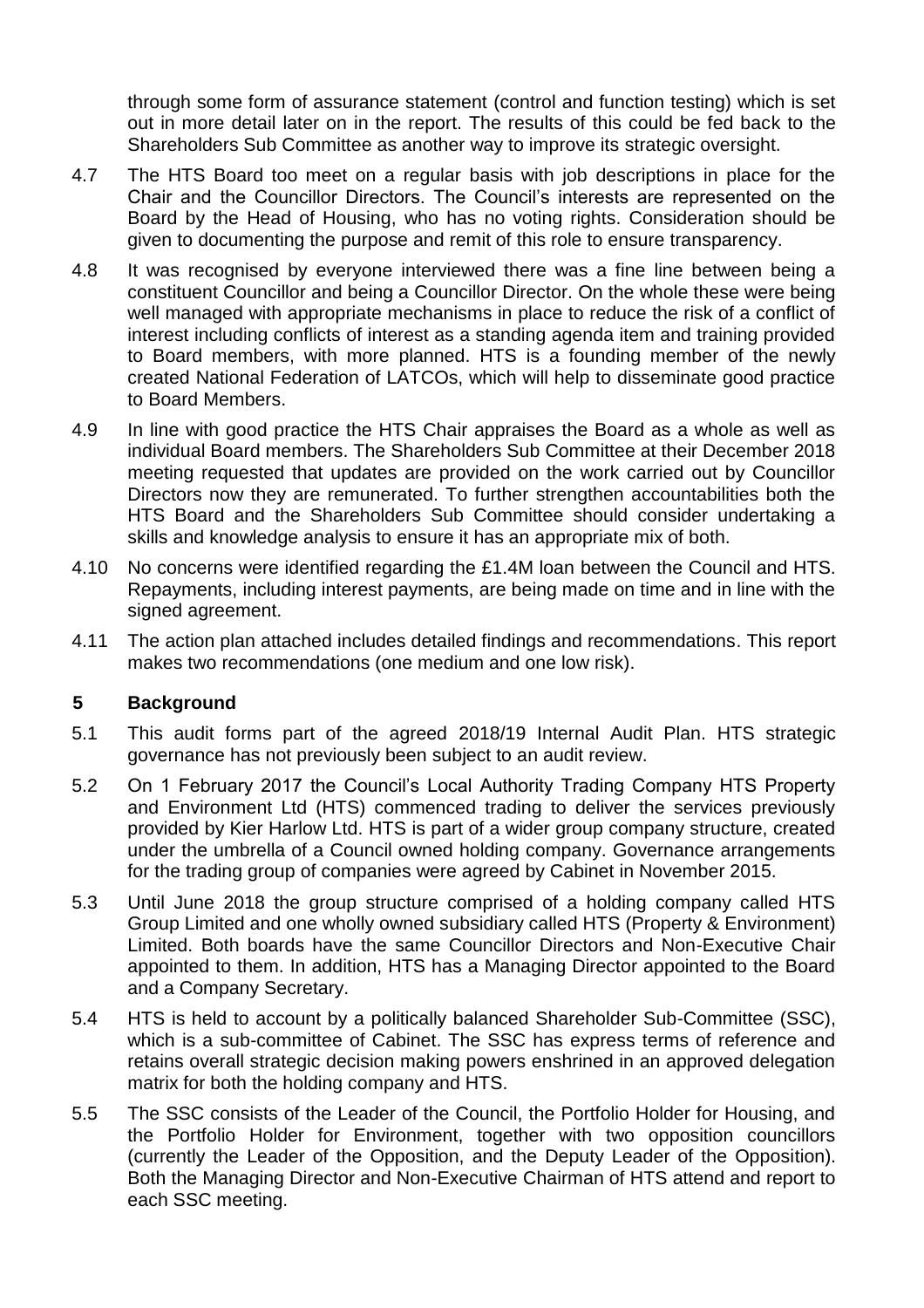through some form of assurance statement (control and function testing) which is set out in more detail later on in the report. The results of this could be fed back to the Shareholders Sub Committee as another way to improve its strategic oversight.

4.7 The HTS Board too meet on a regular basis with job descriptions in place for the Chair and the Councillor Directors. The Council's interests are represented on the Board by the Head of Housing, who has no voting rights. Consideration should be given to documenting the purpose and remit of this role to ensure transparency.

4.8 It was recognised by everyone interviewed there was a fine line between being a constituent Councillor and being a Councillor Director. On the whole these were being well managed with appropriate mechanisms in place to reduce the risk of a conflict of interest including conflicts of interest as a standing agenda item and training provided to Board members, with more planned. HTS is a founding member of the newly created National Federation of LATCOs, which will help to disseminate good practice to Board Members.

4.9 In line with good practice the HTS Chair appraises the Board as a whole as well as individual Board members. The Shareholders Sub Committee at their December 2018 meeting requested that updates are provided on the work carried out by Councillor Directors now they are remunerated. To further strengthen accountabilities both the HTS Board and the Shareholders Sub Committee should consider undertaking a skills and knowledge analysis to ensure it has an appropriate mix of both.

4.10 No concerns were identified regarding the £1.4M loan between the Council and HTS. Repayments, including interest payments, are being made on time and in line with the signed agreement.

4.11 The action plan attached includes detailed findings and recommendations. This report makes two recommendations (one medium and one low risk).

## 5 Background

5.1 This audit forms part of the agreed 2018/19 Internal Audit Plan. HTS strategic governance has not previously been subject to an audit review.

5.2 On 1 February 2017 the Council's Local Authority Trading Company HTS Property and Environment Ltd (HTS) commenced trading to deliver the services previously provided by Kier Harlow Ltd. HTS is part of a wider group company structure, created under the umbrella of a Council owned holding company. Governance arrangements for the trading group of companies were agreed by Cabinet in November 2015.

5.3 Until June 2018 the group structure comprised of a holding company called HTS Group Limited and one wholly owned subsidiary called HTS (Property & Environment) Limited. Both boards have the same Councillor Directors and Non-Executive Chair appointed to them. In addition, HTS has a Managing Director appointed to the Board and a Company Secretary.

5.4 HTS is held to account by a politically balanced Shareholder Sub-Committee (SSC), which is a sub-committee of Cabinet. The SSC has express terms of reference and retains overall strategic decision making powers enshrined in an approved delegation matrix for both the holding company and HTS.

5.5 The SSC consists of the Leader of the Council, the Portfolio Holder for Housing, and the Portfolio Holder for Environment, together with two opposition councillors (currently the Leader of the Opposition, and the Deputy Leader of the Opposition). Both the Managing Director and Non-Executive Chairman of HTS attend and report to each SSC meeting.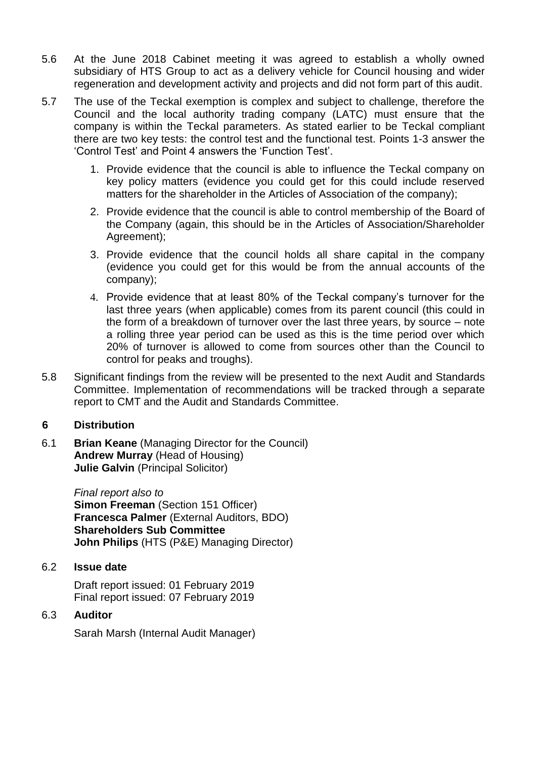5.6 At the June 2018 Cabinet meeting it was agreed to establish a wholly owned subsidiary of HTS Group to act as a delivery vehicle for Council housing and wider regeneration and development activity and projects and did not form part of this audit.

5.7 The use of the Teckal exemption is complex and subject to challenge, therefore the Council and the local authority trading company (LATC) must ensure that the company is within the Teckal parameters. As stated earlier to be Teckal compliant there are two key tests: the control test and the functional test. Points 1-3 answer the 'Control Test' and Point 4 answers the 'Function Test'.

1. Provide evidence that the council is able to influence the Teckal company on key policy matters (evidence you could get for this could include reserved matters for the shareholder in the Articles of Association of the company);
2. Provide evidence that the council is able to control membership of the Board of the Company (again, this should be in the Articles of Association/Shareholder Agreement);
3. Provide evidence that the council holds all share capital in the company (evidence you could get for this would be from the annual accounts of the company);
4. Provide evidence that at least 80% of the Teckal company's turnover for the last three years (when applicable) comes from its parent council (this could in the form of a breakdown of turnover over the last three years, by source – note a rolling three year period can be used as this is the time period over which 20% of turnover is allowed to come from sources other than the Council to control for peaks and troughs).

5.8 Significant findings from the review will be presented to the next Audit and Standards Committee. Implementation of recommendations will be tracked through a separate report to CMT and the Audit and Standards Committee.

## 6 Distribution

6.1 **Brian Keane** (Managing Director for the Council)
**Andrew Murray** (Head of Housing)
**Julie Galvin** (Principal Solicitor)

*Final report also to*
**Simon Freeman** (Section 151 Officer)
**Francesca Palmer** (External Auditors, BDO)
**Shareholders Sub Committee**
**John Philips** (HTS (P&E) Managing Director)

6.2 **Issue date**

Draft report issued: 01 February 2019
Final report issued: 07 February 2019

6.3 **Auditor**

Sarah Marsh (Internal Audit Manager)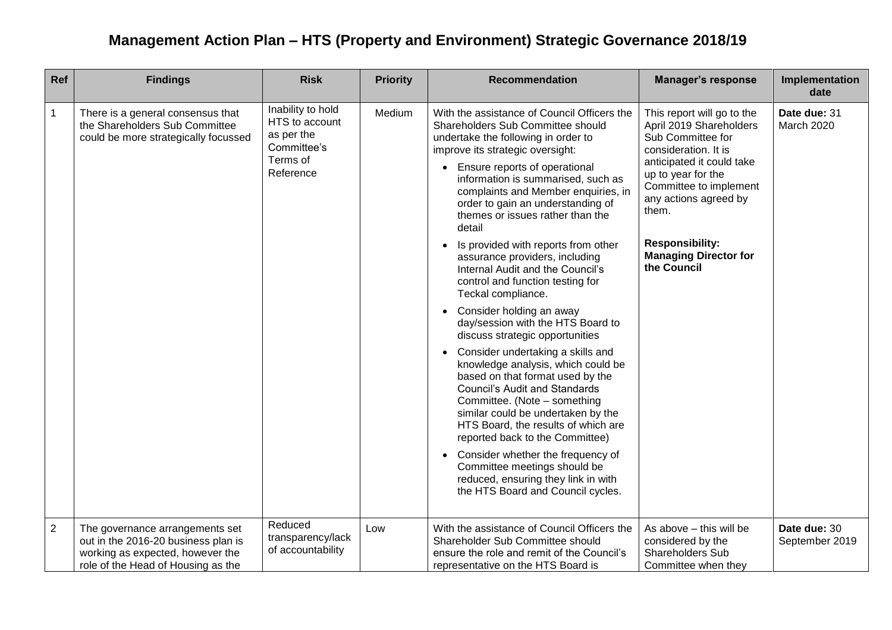# Management Action Plan – HTS (Property and Environment) Strategic Governance 2018/19

| Ref | Findings | Risk | Priority | Recommendation | Manager's response | Implementation date |
|---|---|---|---|---|---|---|
| 1 | There is a general consensus that the Shareholders Sub Committee could be more strategically focussed | Inability to hold HTS to account as per the Committee's Terms of Reference | Medium | With the assistance of Council Officers the Shareholders Sub Committee should undertake the following in order to improve its strategic oversight:<br>• Ensure reports of operational information is summarised, such as complaints and Member enquiries, in order to gain an understanding of themes or issues rather than the detail<br>• Is provided with reports from other assurance providers, including Internal Audit and the Council's control and function testing for Teckal compliance.<br>• Consider holding an away day/session with the HTS Board to discuss strategic opportunities<br>• Consider undertaking a skills and knowledge analysis, which could be based on that format used by the Council's Audit and Standards Committee. (Note – something similar could be undertaken by the HTS Board, the results of which are reported back to the Committee)<br>• Consider whether the frequency of Committee meetings should be reduced, ensuring they link in with the HTS Board and Council cycles. | This report will go to the April 2019 Shareholders Sub Committee for consideration. It is anticipated it could take up to year for the Committee to implement any actions agreed by them.<br><br>**Responsibility: Managing Director for the Council** | **Date due:** 31 March 2020 |
| 2 | The governance arrangements set out in the 2016-20 business plan is working as expected, however the role of the Head of Housing as the | Reduced transparency/lack of accountability | Low | With the assistance of Council Officers the Shareholder Sub Committee should ensure the role and remit of the Council's representative on the HTS Board is | As above – this will be considered by the Shareholders Sub Committee when they | **Date due:** 30 September 2019 |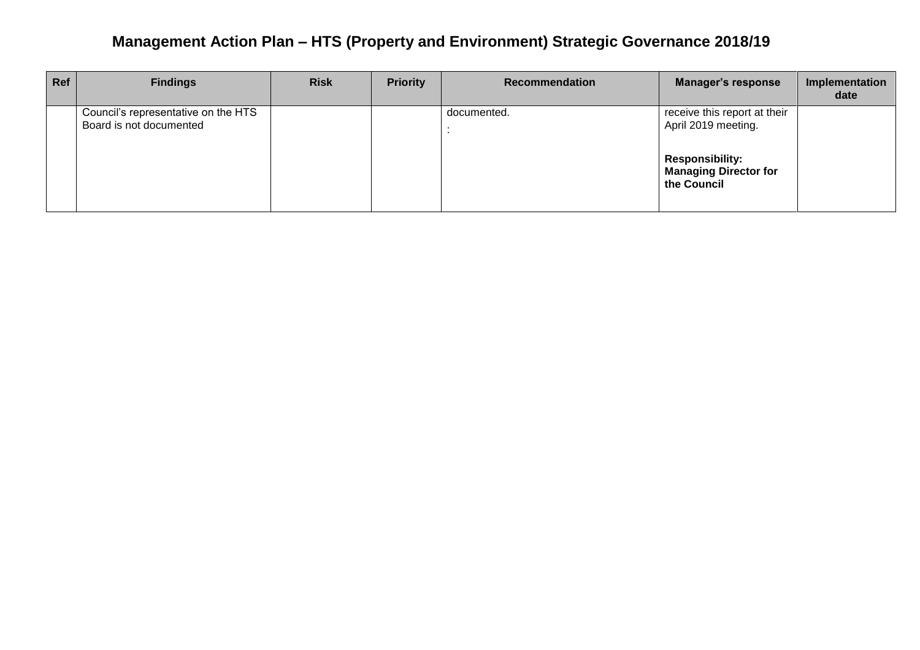## Management Action Plan – HTS (Property and Environment) Strategic Governance 2018/19

| Ref | Findings | Risk | Priority | Recommendation | Manager's response | Implementation date |
|---|---|---|---|---|---|---|
| | Council's representative on the HTS Board is not documented | | | documented.<br>: | receive this report at their April 2019 meeting.<br><br>**Responsibility: Managing Director for the Council** | |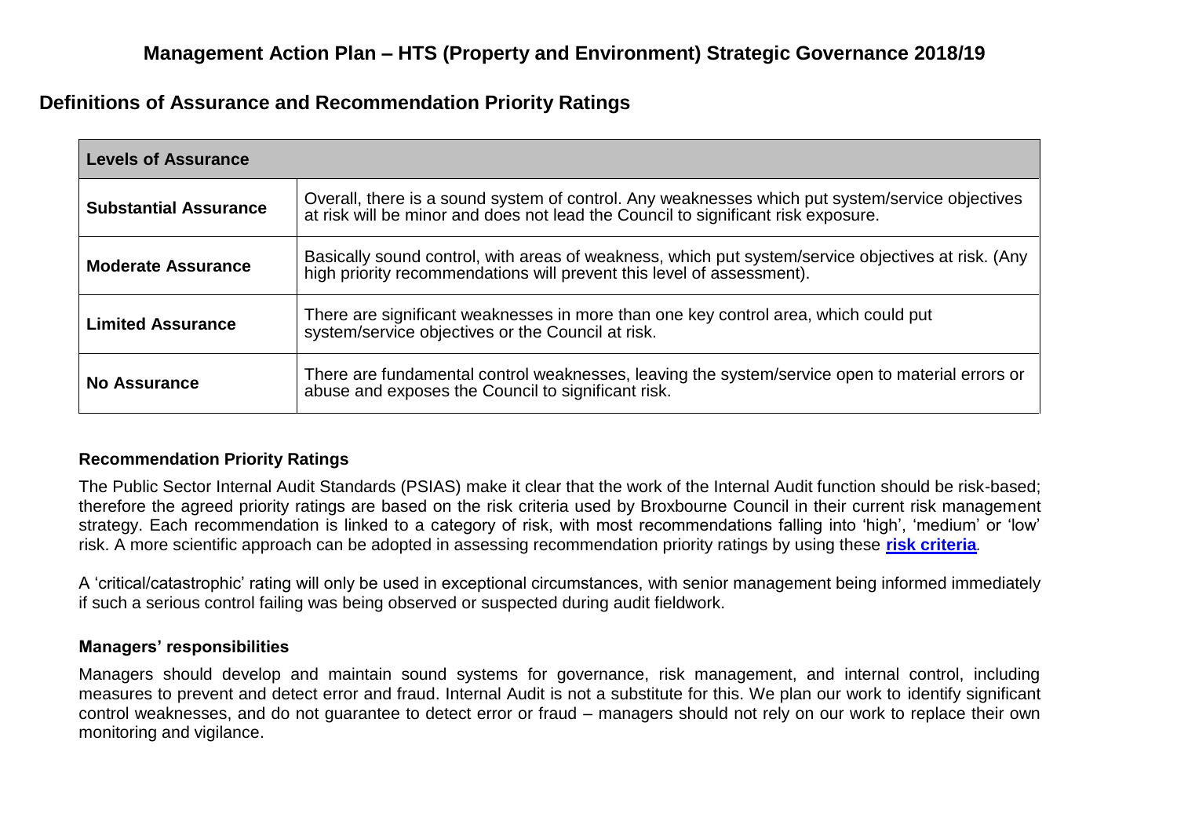# Management Action Plan – HTS (Property and Environment) Strategic Governance 2018/19

## Definitions of Assurance and Recommendation Priority Ratings

| Levels of Assurance | |
|---|---|
| **Substantial Assurance** | Overall, there is a sound system of control. Any weaknesses which put system/service objectives at risk will be minor and does not lead the Council to significant risk exposure. |
| **Moderate Assurance** | Basically sound control, with areas of weakness, which put system/service objectives at risk. (Any high priority recommendations will prevent this level of assessment). |
| **Limited Assurance** | There are significant weaknesses in more than one key control area, which could put system/service objectives or the Council at risk. |
| **No Assurance** | There are fundamental control weaknesses, leaving the system/service open to material errors or abuse and exposes the Council to significant risk. |

### Recommendation Priority Ratings

The Public Sector Internal Audit Standards (PSIAS) make it clear that the work of the Internal Audit function should be risk-based; therefore the agreed priority ratings are based on the risk criteria used by Broxbourne Council in their current risk management strategy. Each recommendation is linked to a category of risk, with most recommendations falling into 'high', 'medium' or 'low' risk. A more scientific approach can be adopted in assessing recommendation priority ratings by using these **risk criteria**.

A 'critical/catastrophic' rating will only be used in exceptional circumstances, with senior management being informed immediately if such a serious control failing was being observed or suspected during audit fieldwork.

### Managers' responsibilities

Managers should develop and maintain sound systems for governance, risk management, and internal control, including measures to prevent and detect error and fraud. Internal Audit is not a substitute for this. We plan our work to identify significant control weaknesses, and do not guarantee to detect error or fraud – managers should not rely on our work to replace their own monitoring and vigilance.